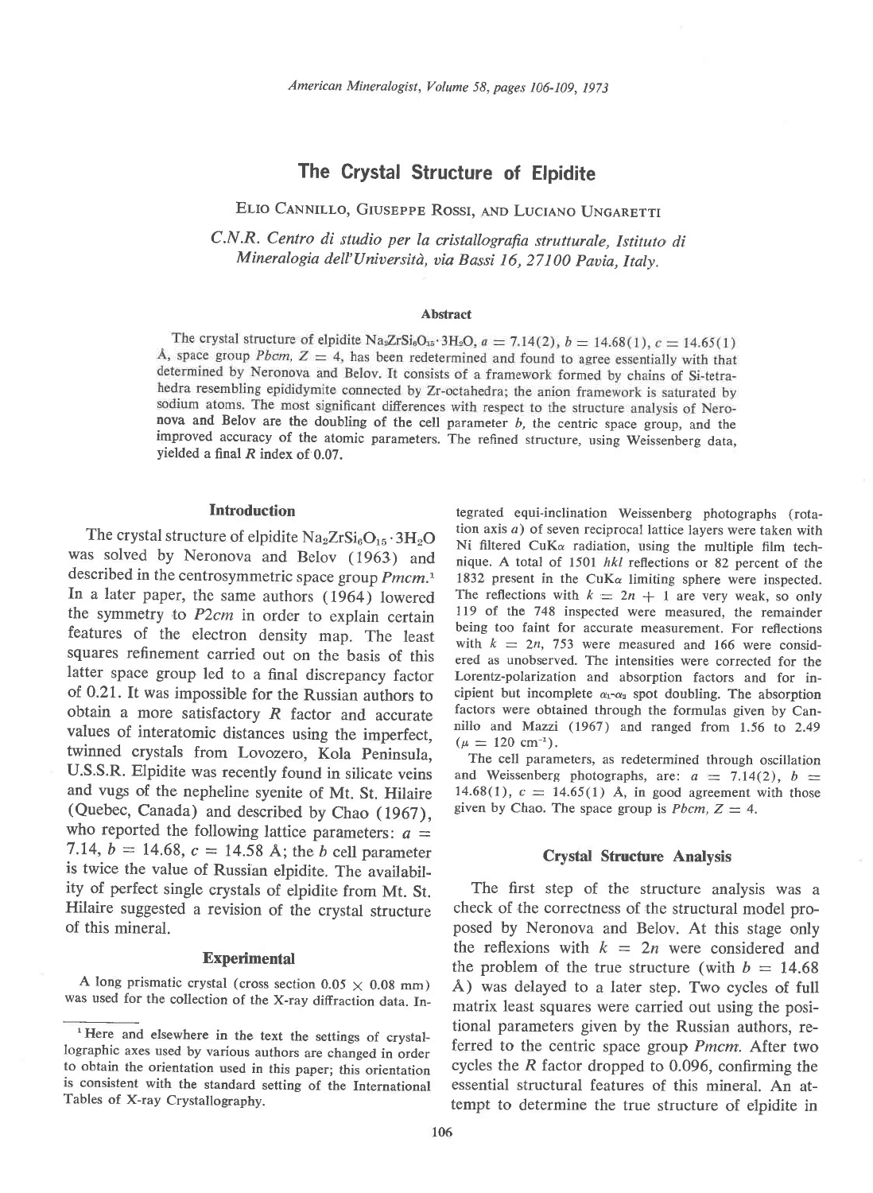# The Crystal Structure of Elpidite

ELIO CANNILLO, GIUSEPPE ROSSI, AND LUCIANO UNGARETTI

*C.N.R. Centro di studio per la cristallografia strutturale, Istituto di Mineralogia dell'Università, via Bassi 16, 27100 Pavia, Italy.*

### Abstract

The crystal structure of elpidite $Na_2ZrSi_6O_{15} \cdot 3H_2O$, $a = 7.14(2)$, $b = 14.68(1)$, $c = 14.65(1)$ Å, space group *Pbcm*, $Z = 4$, has been redetermined and found to agree essentially with that determined by Neronova and Belov. It consists of a framework formed by chains of Si-tetrahedra resembling epididymite connected by Zr-octahedra; the anion framework is saturated by sodium atoms. The most significant differences with respect to the structure analysis of Neronova and Belov are the doubling of the cell parameter *b*, the centric space group, and the improved accuracy of the atomic parameters. The refined structure, using Weissenberg data, yielded a final *R* index of 0.07.

## Introduction

The crystal structure of elpidite $Na_2ZrSi_6O_{15} \cdot 3H_2O$ was solved by Neronova and Belov (1963) and described in the centrosymmetric space group *Pmcm*.[1] In a later paper, the same authors (1964) lowered the symmetry to *P2cm* in order to explain certain features of the electron density map. The least squares refinement carried out on the basis of this latter space group led to a final discrepancy factor of 0.21. It was impossible for the Russian authors to obtain a more satisfactory *R* factor and accurate values of interatomic distances using the imperfect, twinned crystals from Lovozero, Kola Peninsula, U.S.S.R. Elpidite was recently found in silicate veins and vugs of the nepheline syenite of Mt. St. Hilaire (Quebec, Canada) and described by Chao (1967), who reported the following lattice parameters: $a = 7.14$, $b = 14.68$, $c = 14.58$ Å; the *b* cell parameter is twice the value of Russian elpidite. The availability of perfect single crystals of elpidite from Mt. St. Hilaire suggested a revision of the crystal structure of this mineral.

## Experimental

A long prismatic crystal (cross section $0.05 \times 0.08$ mm) was used for the collection of the X-ray diffraction data. Integrated equi-inclination Weissenberg photographs (rotation axis *a*) of seven reciprocal lattice layers were taken with Ni filtered CuK$\alpha$ radiation, using the multiple film technique. A total of 1501 *hkl* reflections or 82 percent of the 1832 present in the CuK$\alpha$ limiting sphere were inspected. The reflections with $k = 2n + 1$ are very weak, so only 119 of the 748 inspected were measured, the remainder being too faint for accurate measurement. For reflections with $k = 2n$, 753 were measured and 166 were considered as unobserved. The intensities were corrected for the Lorentz-polarization and absorption factors and for incipient but incomplete $\alpha_1$-$\alpha_2$ spot doubling. The absorption factors were obtained through the formulas given by Cannillo and Mazzi (1967) and ranged from 1.56 to 2.49 ($\mu = 120$ cm$^{-1}$).

The cell parameters, as redetermined through oscillation and Weissenberg photographs, are: $a = 7.14(2)$, $b = 14.68(1)$, $c = 14.65(1)$ Å, in good agreement with those given by Chao. The space group is *Pbcm*, $Z = 4$.

## Crystal Structure Analysis

The first step of the structure analysis was a check of the correctness of the structural model proposed by Neronova and Belov. At this stage only the reflexions with $k = 2n$ were considered and the problem of the true structure (with $b = 14.68$ Å) was delayed to a later step. Two cycles of full matrix least squares were carried out using the positional parameters given by the Russian authors, referred to the centric space group *Pmcm*. After two cycles the *R* factor dropped to 0.096, confirming the essential structural features of this mineral. An attempt to determine the true structure of elpidite in

[1] Here and elsewhere in the text the settings of crystallographic axes used by various authors are changed in order to obtain the orientation used in this paper; this orientation is consistent with the standard setting of the International Tables of X-ray Crystallography.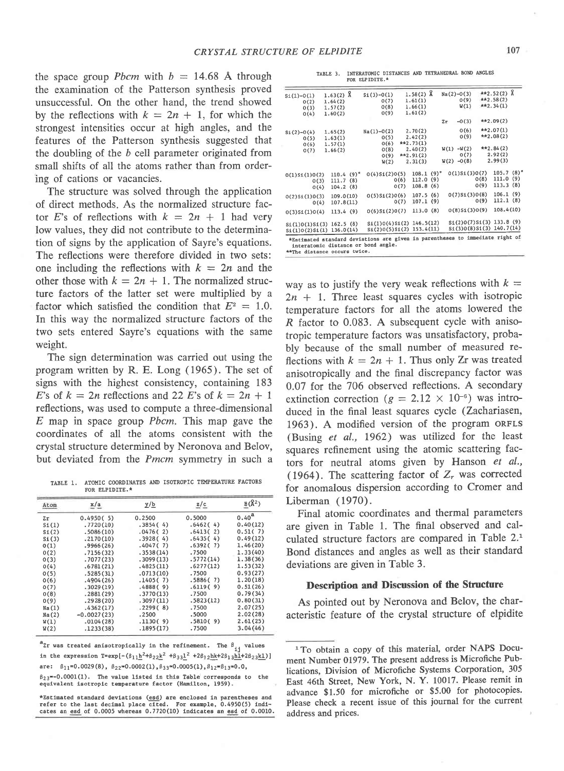the space group *Pbcm* with $b = 14.68$ Å through the examination of the Patterson synthesis proved unsuccessful. On the other hand, the trend showed by the reflections with $k = 2n + 1$, for which the strongest intensities occur at high angles, and the features of the Patterson synthesis suggested that the doubling of the *b* cell parameter originated from small shifts of all the atoms rather than from ordering of cations or vacancies.

The structure was solved through the application of direct methods. As the normalized structure factor $E$'s of reflections with $k = 2n + 1$ had very low values, they did not contribute to the determination of signs by the application of Sayre's equations. The reflections were therefore divided in two sets: one including the reflections with $k = 2n$ and the other those with $k = 2n + 1$. The normalized structure factors of the latter set were multiplied by a factor which satisfied the condition that $E^2 = 1.0$. In this way the normalized structure factors of the two sets entered Sayre's equations with the same weight.

The sign determination was carried out using the program written by R. E. Long (1965). The set of signs with the highest consistency, containing 183 $E$'s of $k = 2n$ reflections and 22 $E$'s of $k = 2n + 1$ reflections, was used to compute a three-dimensional $E$ map in space group *Pbcm*. This map gave the coordinates of all the atoms consistent with the crystal structure determined by Neronova and Belov, but deviated from the *Pmcm* symmetry in such a way as to justify the very weak reflections with $k = 2n + 1$. Three least squares cycles with isotropic temperature factors for all the atoms lowered the $R$ factor to 0.083. A subsequent cycle with anisotropic temperature factors was unsatisfactory, probably because of the small number of measured reflections with $k = 2n + 1$. Thus only Zr was treated anisotropically and the final discrepancy factor was 0.07 for the 706 observed reflections. A secondary extinction correction ($g = 2.12 \times 10^{-6}$) was introduced in the final least squares cycle (Zachariasen, 1963). A modified version of the program ORFLS (Busing *et al.*, 1962) was utilized for the least squares refinement using the atomic scattering factors for neutral atoms given by Hanson *et al.* (1964). The scattering factor of $Z_r$ was corrected for anomalous dispersion according to Cromer and Liberman (1970).

Final atomic coordinates and thermal parameters are given in Table 1. The final observed and calculated structure factors are compared in Table 2.[1] Bond distances and angles as well as their standard deviations are given in Table 3.

TABLE 1. ATOMIC COORDINATES AND ISOTROPIC TEMPERATURE FACTORS FOR ELPIDITE.*

| Atom | x/a | y/b | z/c | B(Å²) |
|---|---|---|---|---|
| Zr | 0.4950( 5) | 0.2500 | 0.5000 | 0.40[a] |
| Si(1) | .7720(10) | .3854( 4) | .6462( 4) | 0.40(12) |
| Si(2) | .5086(10) | .0476( 2) | .6413( 2) | 0.51( 7) |
| Si(3) | .2170(10) | .3928( 4) | .6435( 4) | 0.49(12) |
| O(1) | .9966(26) | .4047( 7) | .6392( 7) | 1.46(20) |
| O(2) | .7156(32) | .3538(14) | .7500 | 1.33(40) |
| O(3) | .7077(23) | .3099(13) | .5772(14) | 1.38(36) |
| O(4) | .6781(21) | .4825(11) | .6277(12) | 1.53(32) |
| O(5) | .5285(31) | .0713(10) | .7500 | 0.93(27) |
| O(6) | .4904(26) | .1405( 7) | .5886( 7) | 1.20(18) |
| O(7) | .3029(19) | .4888( 9) | .6119( 9) | 0.51(26) |
| O(8) | .2881(29) | .3770(13) | .7500 | 0.79(34) |
| O(9) | .2928(20) | .3097(11) | .5823(12) | 0.80(31) |
| Na(1) | .4362(17) | .2299( 8) | .7500 | 2.07(25) |
| Na(2) | -0.0027(23) | .2500 | .5000 | 2.02(28) |
| W(1) | .0104(28) | .1130( 9) | .5810( 9) | 2.61(25) |
| W(2) | .1233(38) | .1895(17) | .7500 | 3.04(46) |

[a]Zr was treated anisotropically in the refinement. The $\beta_{ij}$ values in the expression $T=\exp[-(\beta_{11}h^2+\beta_{22}k^2+\beta_{33}l^2+2\beta_{12}hk+2\beta_{13}hl+2\beta_{23}kl)]$ are: $\beta_{11}$=0.0029(8), $\beta_{22}$=0.0002(1), $\beta_{33}$=0.0005(1), $\beta_{12}$=$\beta_{13}$=0.0, $\beta_{23}$=-0.0001(1). The value listed in this Table corresponds to the equivalent isotropic temperature factor (Hamilton, 1959).

*Estimated standard deviations (esd) are enclosed in parentheses and refer to the last decimal place cited. For example, 0.4950(5) indicates an esd of 0.0005 whereas 0.7720(10) indicates an esd of 0.0010.

TABLE 3. INTERATOMIC DISTANCES AND TETRAHEDRAL BOND ANGLES FOR ELPIDITE.*

| | | | | | |
|---|---|---|---|---|---|
| Si(1)-O(1) | 1.63(2) Å | Si(3)-O(1) | 1.58(2) Å | Na(2)-O(3) | **2.52(2) Å |
| O(2) | 1.64(2) | O(7) | 1.61(1) | O(9) | **2.58(2) |
| O(3) | 1.57(2) | O(8) | 1.66(1) | W(1) | **2.34(1) |
| O(4) | 1.60(2) | O(9) | 1.61(2) | | |
| | | | | Zr -O(3) | **2.09(2) |
| Si(2)-O(4) | 1.65(2) | Na(1)-O(2) | 2.70(2) | O(6) | **2.07(1) |
| O(5) | 1.63(1) | O(5) | 2.42(2) | O(9) | **2.08(2) |
| O(6) | 1.57(1) | O(6) | **2.73(1) | | |
| O(7) | 1.66(2) | O(8) | 2.40(2) | W(1) -W(2) | **2.84(2) |
| | | O(9) | **2.91(2) | O(7) | 2.92(2) |
| | | W(2) | 2.31(3) | W(2) -O(8) | 2.99(3) |
| O(1)Si(1)O(2) | 110.4 (9)° | O(4)Si(2)O(5) | 108.1 (9)° | O(1)Si(3)O(7) | 105.7 (8)° |
| O(3) | 111.7 (8) | O(6) | 112.0 (9) | O(8) | 111.0 (9) |
| O(4) | 104.2 (8) | O(7) | 108.8 (6) | O(9) | 113.3 (8) |
| O(2)Si(1)O(3) | 109.0(10) | O(5)Si(2)O(6) | 107.5 (6) | O(7)Si(3)O(8) | 106.1 (9) |
| O(4) | 107.8(11) | O(7) | 107.1 (9) | O(9) | 112.1 (8) |
| O(3)Si(1)O(4) | 113.4 (9) | O(6)Si(2)O(7) | 113.0 (8) | O(8)Si(3)O(9) | 108.4(10) |
| Si(1)O(1)Si(3) | 162.5 (8) | Si(1)O(4)Si(2) | 146.5(12) | Si(2)O(7)Si(3) | 133.8 (9) |
| Si(1)O(2)Si(1) | 136.0(14) | Si(2)O(5)Si(2) | 153.4(11) | Si(3)O(8)Si(3) | 140.7(14) |

*Estimated standard deviations are given in parentheses to immediate right of interatomic distance or bond angle.
**The distance occurs twice.

## Description and Discussion of the Structure

As pointed out by Neronova and Belov, the characteristic feature of the crystal structure of elpidite

[1] To obtain a copy of this material, order NAPS Document Number 01979. The present address is Microfiche Publications, Division of Microfiche Systems Corporation, 305 East 46th Street, New York, N. Y. 10017. Please remit in advance $1.50 for microfiche or $5.00 for photocopies. Please check a recent issue of this journal for the current address and prices.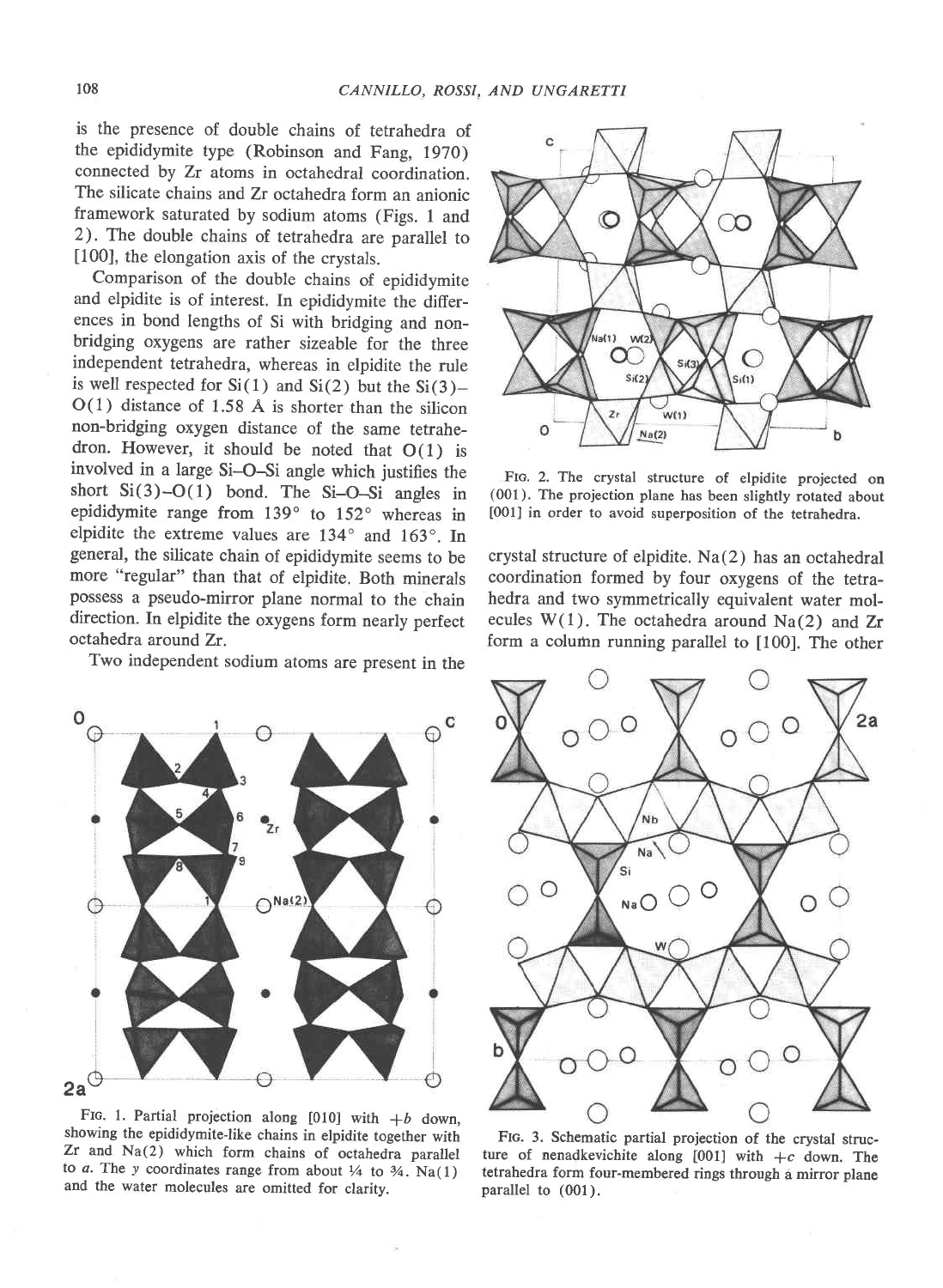is the presence of double chains of tetrahedra of the epididymite type (Robinson and Fang, 1970) connected by Zr atoms in octahedral coordination. The silicate chains and Zr octahedra form an anionic framework saturated by sodium atoms (Figs. 1 and 2). The double chains of tetrahedra are parallel to [100], the elongation axis of the crystals.

Comparison of the double chains of epididymite and elpidite is of interest. In epididymite the differences in bond lengths of Si with bridging and non-bridging oxygens are rather sizeable for the three independent tetrahedra, whereas in elpidite the rule is well respected for Si(1) and Si(2) but the Si(3)–O(1) distance of 1.58 Å is shorter than the silicon non-bridging oxygen distance of the same tetrahedron. However, it should be noted that O(1) is involved in a large Si–O–Si angle which justifies the short Si(3)–O(1) bond. The Si–O–Si angles in epididymite range from 139° to 152° whereas in elpidite the extreme values are 134° and 163°. In general, the silicate chain of epididymite seems to be more "regular" than that of elpidite. Both minerals possess a pseudo-mirror plane normal to the chain direction. In elpidite the oxygens form nearly perfect octahedra around Zr.

Two independent sodium atoms are present in the crystal structure of elpidite. Na(2) has an octahedral coordination formed by four oxygens of the tetrahedra and two symmetrically equivalent water molecules W(1). The octahedra around Na(2) and Zr form a column running parallel to [100]. The other

FIG. 1. Partial projection along [010] with $+b$ down, showing the epididymite-like chains in elpidite together with Zr and Na(2) which form chains of octahedra parallel to $a$. The $y$ coordinates range from about ¼ to ¾. Na(1) and the water molecules are omitted for clarity.

FIG. 2. The crystal structure of elpidite projected on (001). The projection plane has been slightly rotated about [001] in order to avoid superposition of the tetrahedra.

FIG. 3. Schematic partial projection of the crystal structure of nenadkevichite along [001] with $+c$ down. The tetrahedra form four-membered rings through a mirror plane parallel to (001).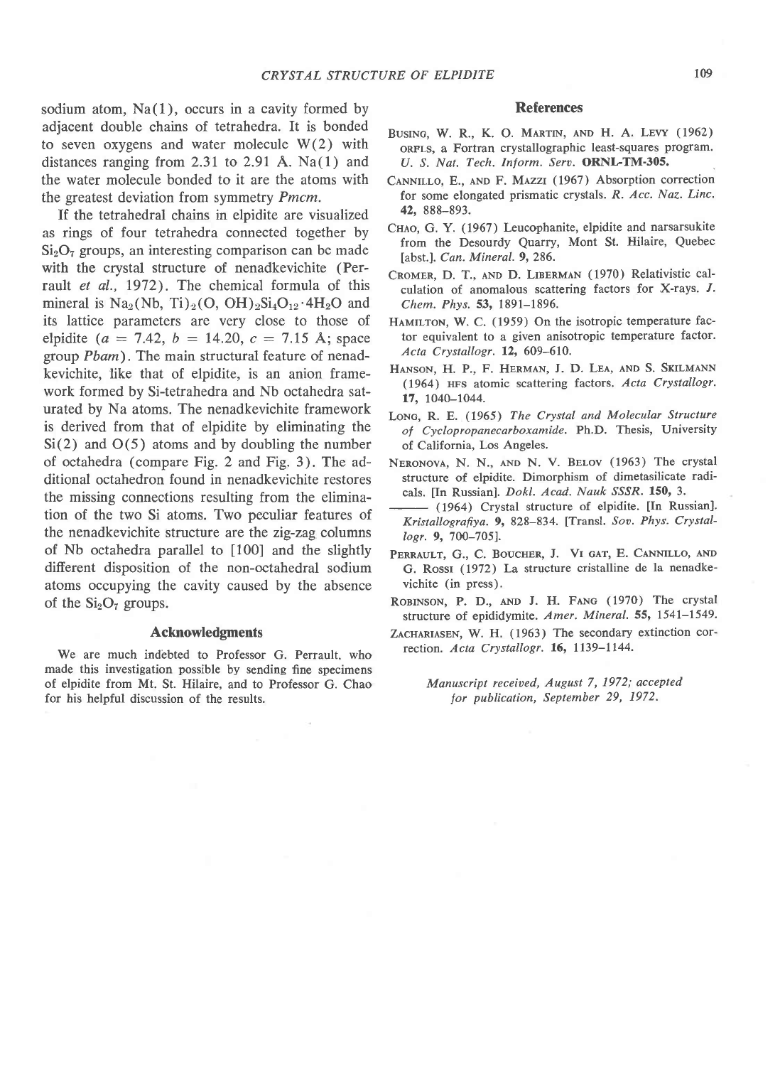sodium atom, Na(1), occurs in a cavity formed by adjacent double chains of tetrahedra. It is bonded to seven oxygens and water molecule W(2) with distances ranging from 2.31 to 2.91 Å. Na(1) and the water molecule bonded to it are the atoms with the greatest deviation from symmetry *Pmcm*.

If the tetrahedral chains in elpidite are visualized as rings of four tetrahedra connected together by $Si_2O_7$ groups, an interesting comparison can be made with the crystal structure of nenadkevichite (Perrault *et al.*, 1972). The chemical formula of this mineral is $Na_2(Nb, Ti)_2(O, OH)_2Si_4O_{12}\cdot 4H_2O$ and its lattice parameters are very close to those of elpidite ($a$ = 7.42, $b$ = 14.20, $c$ = 7.15 Å; space group *Pbam*). The main structural feature of nenadkevichite, like that of elpidite, is an anion framework formed by Si-tetrahedra and Nb octahedra saturated by Na atoms. The nenadkevichite framework is derived from that of elpidite by eliminating the Si(2) and O(5) atoms and by doubling the number of octahedra (compare Fig. 2 and Fig. 3). The additional octahedron found in nenadkevichite restores the missing connections resulting from the elimination of the two Si atoms. Two peculiar features of the nenadkevichite structure are the zig-zag columns of Nb octahedra parallel to [100] and the slightly different disposition of the non-octahedral sodium atoms occupying the cavity caused by the absence of the $Si_2O_7$ groups.

## Acknowledgments

We are much indebted to Professor G. Perrault, who made this investigation possible by sending fine specimens of elpidite from Mt. St. Hilaire, and to Professor G. Chao for his helpful discussion of the results.

## References

Busing, W. R., K. O. Martin, and H. A. Levy (1962) ORFLS, a Fortran crystallographic least-squares program. *U. S. Nat. Tech. Inform. Serv.* **ORNL-TM-305.**

Cannillo, E., and F. Mazzi (1967) Absorption correction for some elongated prismatic crystals. *R. Acc. Naz. Linc.* **42,** 888–893.

Chao, G. Y. (1967) Leucophanite, elpidite and narsarsukite from the Desourdy Quarry, Mont St. Hilaire, Quebec [abst.]. *Can. Mineral.* **9,** 286.

Cromer, D. T., and D. Liberman (1970) Relativistic calculation of anomalous scattering factors for X-rays. *J. Chem. Phys.* **53,** 1891–1896.

Hamilton, W. C. (1959) On the isotropic temperature factor equivalent to a given anisotropic temperature factor. *Acta Crystallogr.* **12,** 609–610.

Hanson, H. P., F. Herman, J. D. Lea, and S. Skilmann (1964) HFS atomic scattering factors. *Acta Crystallogr.* **17,** 1040–1044.

Long, R. E. (1965) *The Crystal and Molecular Structure of Cyclopropanecarboxamide.* Ph.D. Thesis, University of California, Los Angeles.

Neronova, N. N., and N. V. Belov (1963) The crystal structure of elpidite. Dimorphism of dimetasilicate radicals. [In Russian]. *Dokl. Acad. Nauk SSSR.* **150,** 3.

——— (1964) Crystal structure of elpidite. [In Russian]. *Kristallografiya.* **9,** 828–834. [Transl. *Sov. Phys. Crystallogr.* **9,** 700–705].

Perrault, G., C. Boucher, J. Vi gat, E. Cannillo, and G. Rossi (1972) La structure cristalline de la nenadkevichite (in press).

Robinson, P. D., and J. H. Fang (1970) The crystal structure of epididymite. *Amer. Mineral.* **55,** 1541–1549.

Zachariasen, W. H. (1963) The secondary extinction correction. *Acta Crystallogr.* **16,** 1139–1144.

*Manuscript received, August 7, 1972; accepted for publication, September 29, 1972.*